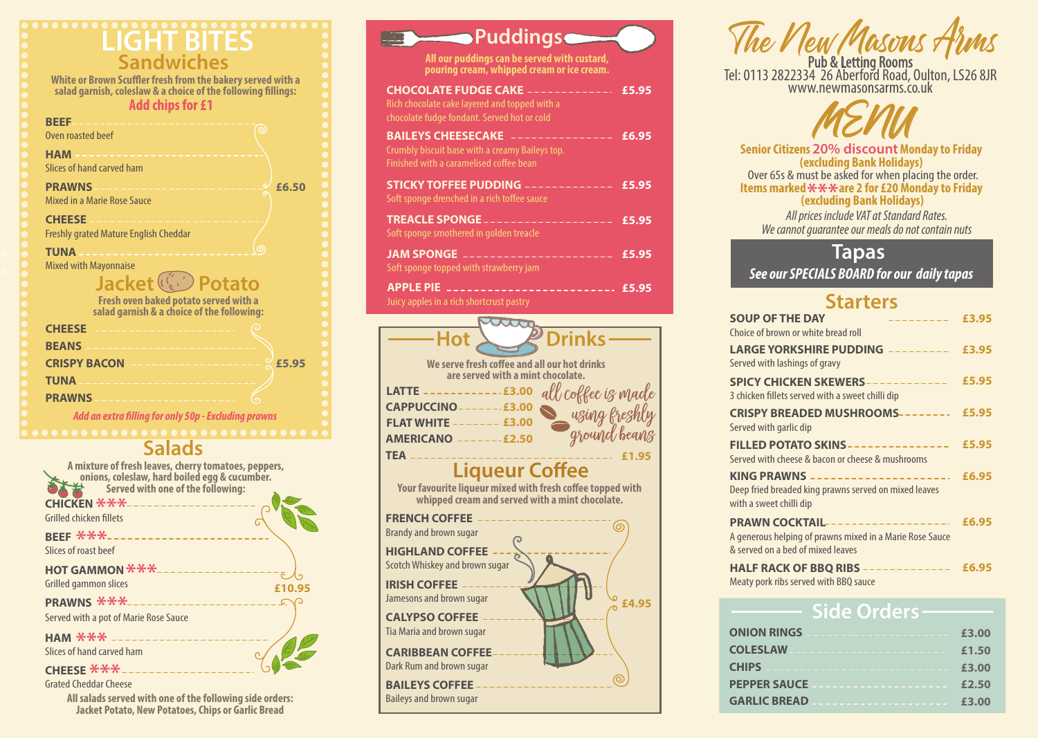# The New Masons Arms

**Pub & Letting Rooms**

Tel: 0113 2822334 26 Aberford Road, Oulton, LS26 8JR

www.newmasonsarms.co.uk

# MENU

**Senior Citizens 20% discount Monday to Friday (excluding Bank Holidays)**

Over 65s & must be asked for when placing the order.

**Items marked *** are 2 for £20 Monday to Friday (excluding Bank Holidays)**

*All prices include VAT at Standard Rates.*

*We cannot guarantee our meals do not contain nuts*

## Tapas

***See our SPECIALS BOARD for our daily tapas***

## Starters

**SOUP OF THE DAY** — £3.95
Choice of brown or white bread roll

**LARGE YORKSHIRE PUDDING** — £3.95
Served with lashings of gravy

**SPICY CHICKEN SKEWERS** — £5.95
3 chicken fillets served with a sweet chilli dip

**CRISPY BREADED MUSHROOMS** — £5.95
Served with garlic dip

**FILLED POTATO SKINS** — £5.95
Served with cheese & bacon or cheese & mushrooms

**KING PRAWNS** — £6.95
Deep fried breaded king prawns served on mixed leaves with a sweet chilli dip

**PRAWN COCKTAIL** — £6.95
A generous helping of prawns mixed in a Marie Rose Sauce & served on a bed of mixed leaves

**HALF RACK OF BBQ RIBS** — £6.95
Meaty pork ribs served with BBQ sauce

## Side Orders

| Item | Price |
|---|---|
| ONION RINGS | £3.00 |
| COLESLAW | £1.50 |
| CHIPS | £3.00 |
| PEPPER SAUCE | £2.50 |
| GARLIC BREAD | £3.00 |

# LIGHT BITES

## Sandwiches

**White or Brown Scuffler fresh from the bakery served with a salad garnish, coleslaw & a choice of the following fillings:**

**Add chips for £1**

All £6.50

**BEEF**
Oven roasted beef

**HAM**
Slices of hand carved ham

**PRAWNS**
Mixed in a Marie Rose Sauce

**CHEESE**
Freshly grated Mature English Cheddar

**TUNA**
Mixed with Mayonnaise

## Jacket Potato

**Fresh oven baked potato served with a salad garnish & a choice of the following:**

All £5.95

- **CHEESE**
- **BEANS**
- **CRISPY BACON**
- **TUNA**
- **PRAWNS**

*Add an extra filling for only 50p - Excluding prawns*

## Salads

**A mixture of fresh leaves, cherry tomatoes, peppers, onions, coleslaw, hard boiled egg & cucumber. Served with one of the following:**

All £10.95

**CHICKEN ***
Grilled chicken fillets

**BEEF ***
Slices of roast beef

**HOT GAMMON ***
Grilled gammon slices

**PRAWNS ***
Served with a pot of Marie Rose Sauce

**HAM ***
Slices of hand carved ham

**CHEESE ***
Grated Cheddar Cheese

**All salads served with one of the following side orders: Jacket Potato, New Potatoes, Chips or Garlic Bread**

## Puddings

**All our puddings can be served with custard, pouring cream, whipped cream or ice cream.**

**CHOCOLATE FUDGE CAKE** — £5.95
Rich chocolate cake layered and topped with a chocolate fudge fondant. Served hot or cold

**BAILEYS CHEESECAKE** — £6.95
Crumbly biscuit base with a creamy Baileys top. Finished with a caramelised coffee bean

**STICKY TOFFEE PUDDING** — £5.95
Soft sponge drenched in a rich toffee sauce

**TREACLE SPONGE** — £5.95
Soft sponge smothered in golden treacle

**JAM SPONGE** — £5.95
Soft sponge topped with strawberry jam

**APPLE PIE** — £5.95
Juicy apples in a rich shortcrust pastry

## Hot Drinks

**We serve fresh coffee and all our hot drinks are served with a mint chocolate.**

*all coffee is made using freshly ground beans*

| Drink | Price |
|---|---|
| LATTE | £3.00 |
| CAPPUCCINO | £3.00 |
| FLAT WHITE | £3.00 |
| AMERICANO | £2.50 |
| TEA | £1.95 |

## Liqueur Coffee

**Your favourite liqueur mixed with fresh coffee topped with whipped cream and served with a mint chocolate.**

All £4.95

**FRENCH COFFEE**
Brandy and brown sugar

**HIGHLAND COFFEE**
Scotch Whiskey and brown sugar

**IRISH COFFEE**
Jamesons and brown sugar

**CALYPSO COFFEE**
Tia Maria and brown sugar

**CARIBBEAN COFFEE**
Dark Rum and brown sugar

**BAILEYS COFFEE**
Baileys and brown sugar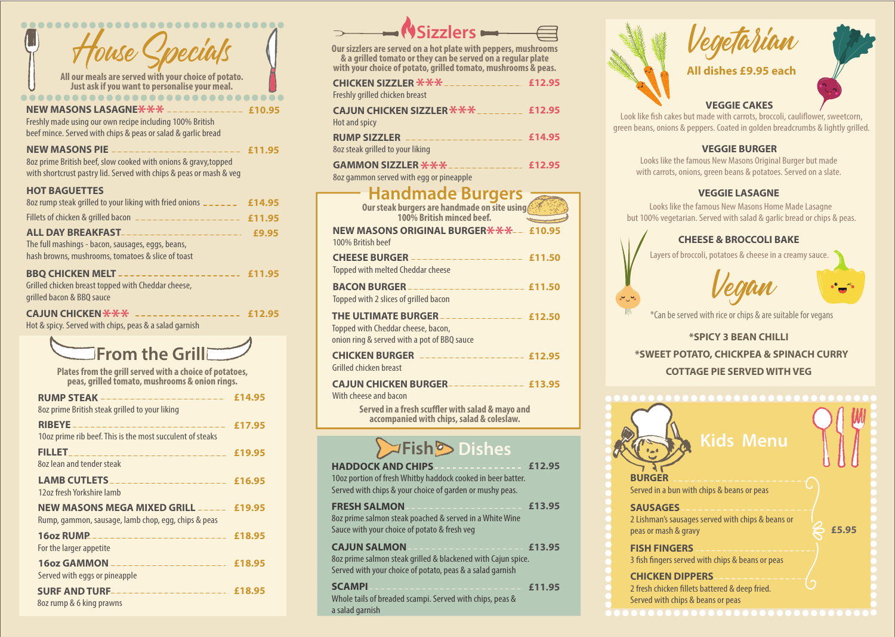# House Specials

All our meals are served with your choice of potato. Just ask if you want to personalise your meal.

**NEW MASONS LASAGNE*** — £10.95**
Freshly made using our own recipe including 100% British beef mince. Served with chips & peas or salad & garlic bread

**NEW MASONS PIE — £11.95**
8oz prime British beef, slow cooked with onions & gravy,topped with shortcrust pastry lid. Served with chips & peas or mash & veg

**HOT BAGUETTES**
8oz rump steak grilled to your liking with fried onions — £14.95
Fillets of chicken & grilled bacon — £11.95

**ALL DAY BREAKFAST — £9.95**
The full mashings - bacon, sausages, eggs, beans, hash browns, mushrooms, tomatoes & slice of toast

**BBQ CHICKEN MELT — £11.95**
Grilled chicken breast topped with Cheddar cheese, grilled bacon & BBQ sauce

**CAJUN CHICKEN*** — £12.95**
Hot & spicy. Served with chips, peas & a salad garnish

## From the Grill

Plates from the grill served with a choice of potatoes, peas, grilled tomato, mushrooms & onion rings.

**RUMP STEAK — £14.95**
8oz prime British steak grilled to your liking

**RIBEYE — £17.95**
10oz prime rib beef. This is the most succulent of steaks

**FILLET — £19.95**
8oz lean and tender steak

**LAMB CUTLETS — £16.95**
12oz fresh Yorkshire lamb

**NEW MASONS MEGA MIXED GRILL — £19.95**
Rump, gammon, sausage, lamb chop, egg, chips & peas

**16oz RUMP — £18.95**
For the larger appetite

**16oz GAMMON — £18.95**
Served with eggs or pineapple

**SURF AND TURF — £18.95**
8oz rump & 6 king prawns

# Sizzlers

Our sizzlers are served on a hot plate with peppers, mushrooms & a grilled tomato or they can be served on a regular plate with your choice of potato, grilled tomato, mushrooms & peas.

**CHICKEN SIZZLER*** — £12.95**
Freshly grilled chicken breast

**CAJUN CHICKEN SIZZLER*** — £12.95**
Hot and spicy

**RUMP SIZZLER — £14.95**
8oz steak grilled to your liking

**GAMMON SIZZLER*** — £12.95**
8oz gammon served with egg or pineapple

## Handmade Burgers

Our steak burgers are handmade on site using 100% British minced beef.

**NEW MASONS ORIGINAL BURGER*** — £10.95**
100% British beef

**CHEESE BURGER — £11.50**
Topped with melted Cheddar cheese

**BACON BURGER — £11.50**
Topped with 2 slices of grilled bacon

**THE ULTIMATE BURGER — £12.50**
Topped with Cheddar cheese, bacon, onion ring & served with a pot of BBQ sauce

**CHICKEN BURGER — £12.95**
Grilled chicken breast

**CAJUN CHICKEN BURGER — £13.95**
With cheese and bacon

Served in a fresh scuffler with salad & mayo and accompanied with chips, salad & coleslaw.

## Fish Dishes

**HADDOCK AND CHIPS — £12.95**
10oz portion of fresh Whitby haddock cooked in beer batter. Served with chips & your choice of garden or mushy peas.

**FRESH SALMON — £13.95**
8oz prime salmon steak poached & served in a White Wine Sauce with your choice of potato & fresh veg

**CAJUN SALMON — £13.95**
8oz prime salmon steak grilled & blackened with Cajun spice. Served with your choice of potato, peas & a salad garnish

**SCAMPI — £11.95**
Whole tails of breaded scampi. Served with chips, peas & a salad garnish

# Vegetarian

All dishes £9.95 each

**VEGGIE CAKES**
Look like fish cakes but made with carrots, broccoli, cauliflower, sweetcorn, green beans, onions & peppers. Coated in golden breadcrumbs & lightly grilled.

**VEGGIE BURGER**
Looks like the famous New Masons Original Burger but made with carrots, onions, green beans & potatoes. Served on a slate.

**VEGGIE LASAGNE**
Looks like the famous New Masons Home Made Lasagne but 100% vegetarian. Served with salad & garlic bread or chips & peas.

**CHEESE & BROCCOLI BAKE**
Layers of broccoli, potatoes & cheese in a creamy sauce.

## Vegan

*Can be served with rice or chips & are suitable for vegans

**\*SPICY 3 BEAN CHILLI**

**\*SWEET POTATO, CHICKPEA & SPINACH CURRY**

**COTTAGE PIE SERVED WITH VEG**

# Kids Menu

£5.95

**BURGER**
Served in a bun with chips & beans or peas

**SAUSAGES**
2 Lishman's sausages served with chips & beans or peas or mash & gravy

**FISH FINGERS**
3 fish fingers served with chips & beans or peas

**CHICKEN DIPPERS**
2 fresh chicken fillets battered & deep fried. Served with chips & beans or peas